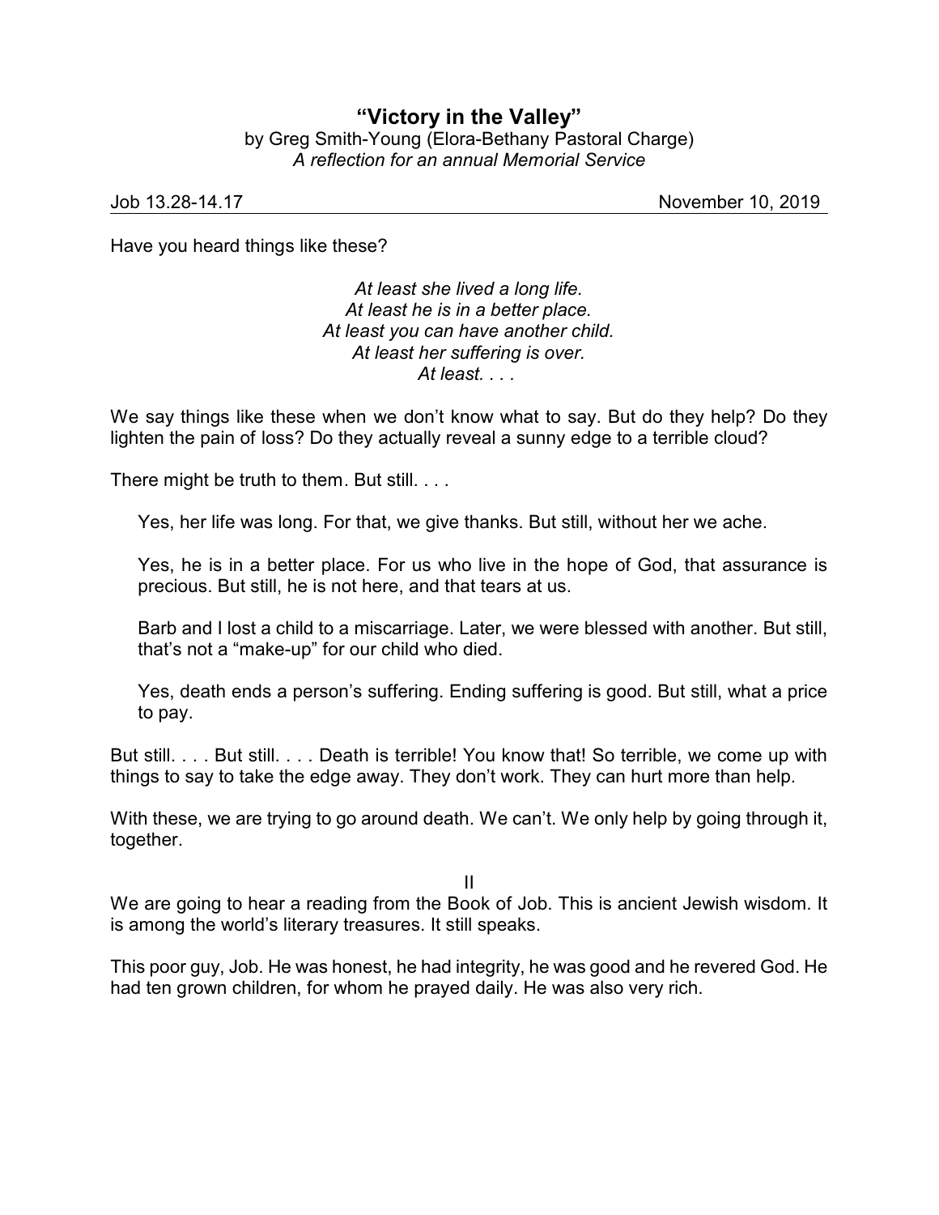# "Victory in the Valley"

by Greg Smith-Young (Elora-Bethany Pastoral Charge)

*A reflection for an annual Memorial Service*

Job 13.28-14.17 — November 10, 2019

---

Have you heard things like these?

*At least she lived a long life.*
*At least he is in a better place.*
*At least you can have another child.*
*At least her suffering is over.*
*At least. . . .*

We say things like these when we don't know what to say. But do they help? Do they lighten the pain of loss? Do they actually reveal a sunny edge to a terrible cloud?

There might be truth to them. But still. . . .

> Yes, her life was long. For that, we give thanks. But still, without her we ache.
>
> Yes, he is in a better place. For us who live in the hope of God, that assurance is precious. But still, he is not here, and that tears at us.
>
> Barb and I lost a child to a miscarriage. Later, we were blessed with another. But still, that's not a "make-up" for our child who died.
>
> Yes, death ends a person's suffering. Ending suffering is good. But still, what a price to pay.

But still. . . . But still. . . . Death is terrible! You know that! So terrible, we come up with things to say to take the edge away. They don't work. They can hurt more than help.

With these, we are trying to go around death. We can't. We only help by going through it, together.

## II

We are going to hear a reading from the Book of Job. This is ancient Jewish wisdom. It is among the world's literary treasures. It still speaks.

This poor guy, Job. He was honest, he had integrity, he was good and he revered God. He had ten grown children, for whom he prayed daily. He was also very rich.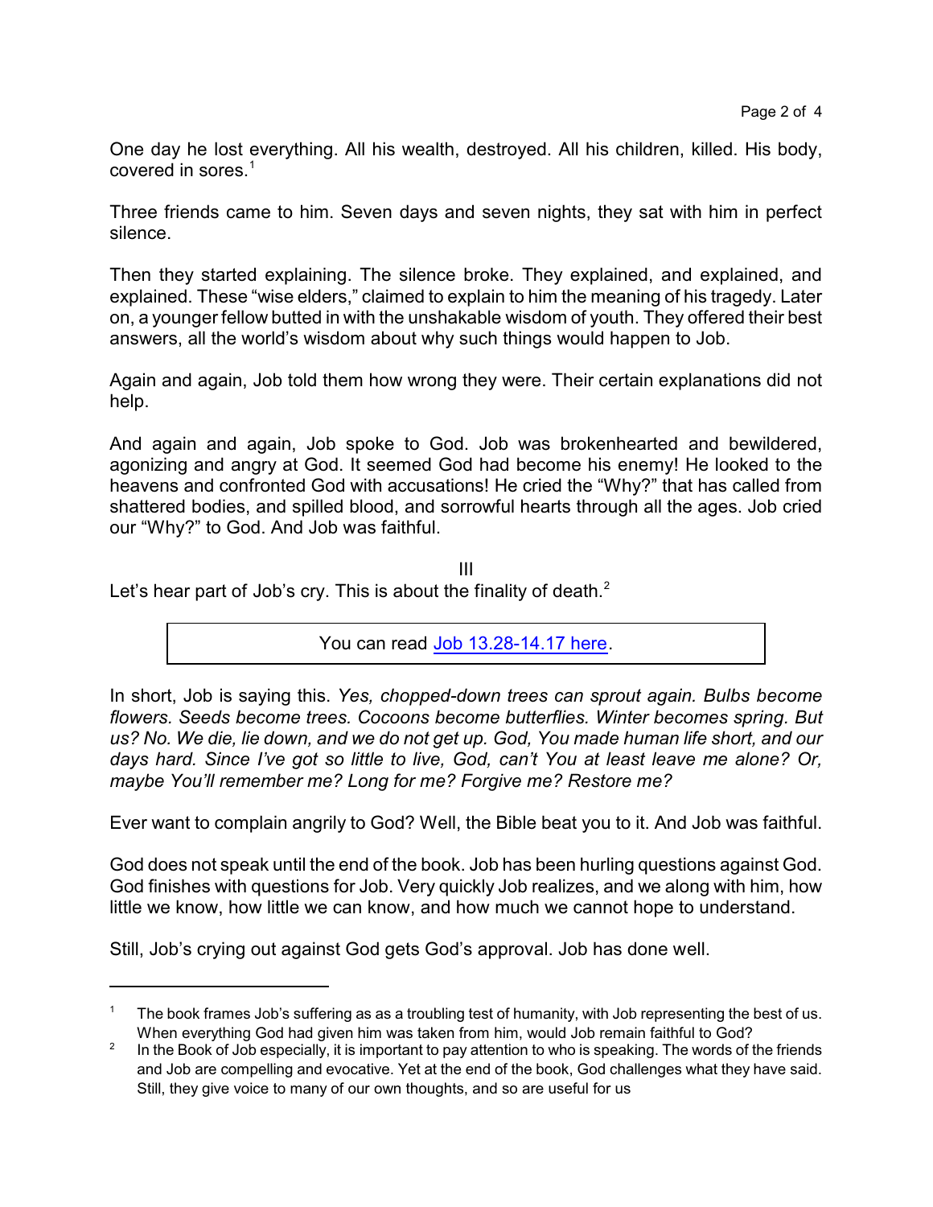One day he lost everything. All his wealth, destroyed. All his children, killed. His body, covered in sores.[1]

Three friends came to him. Seven days and seven nights, they sat with him in perfect silence.

Then they started explaining. The silence broke. They explained, and explained, and explained. These "wise elders," claimed to explain to him the meaning of his tragedy. Later on, a younger fellow butted in with the unshakable wisdom of youth. They offered their best answers, all the world's wisdom about why such things would happen to Job.

Again and again, Job told them how wrong they were. Their certain explanations did not help.

And again and again, Job spoke to God. Job was brokenhearted and bewildered, agonizing and angry at God. It seemed God had become his enemy! He looked to the heavens and confronted God with accusations! He cried the "Why?" that has called from shattered bodies, and spilled blood, and sorrowful hearts through all the ages. Job cried our "Why?" to God. And Job was faithful.

III

Let's hear part of Job's cry. This is about the finality of death.[2]

> You can read [Job 13.28-14.17 here]().

In short, Job is saying this. *Yes, chopped-down trees can sprout again. Bulbs become flowers. Seeds become trees. Cocoons become butterflies. Winter becomes spring. But us? No. We die, lie down, and we do not get up. God, You made human life short, and our days hard. Since I've got so little to live, God, can't You at least leave me alone? Or, maybe You'll remember me? Long for me? Forgive me? Restore me?*

Ever want to complain angrily to God? Well, the Bible beat you to it. And Job was faithful.

God does not speak until the end of the book. Job has been hurling questions against God. God finishes with questions for Job. Very quickly Job realizes, and we along with him, how little we know, how little we can know, and how much we cannot hope to understand.

Still, Job's crying out against God gets God's approval. Job has done well.

---

[1] The book frames Job's suffering as as a troubling test of humanity, with Job representing the best of us. When everything God had given him was taken from him, would Job remain faithful to God?

[2] In the Book of Job especially, it is important to pay attention to who is speaking. The words of the friends and Job are compelling and evocative. Yet at the end of the book, God challenges what they have said. Still, they give voice to many of our own thoughts, and so are useful for us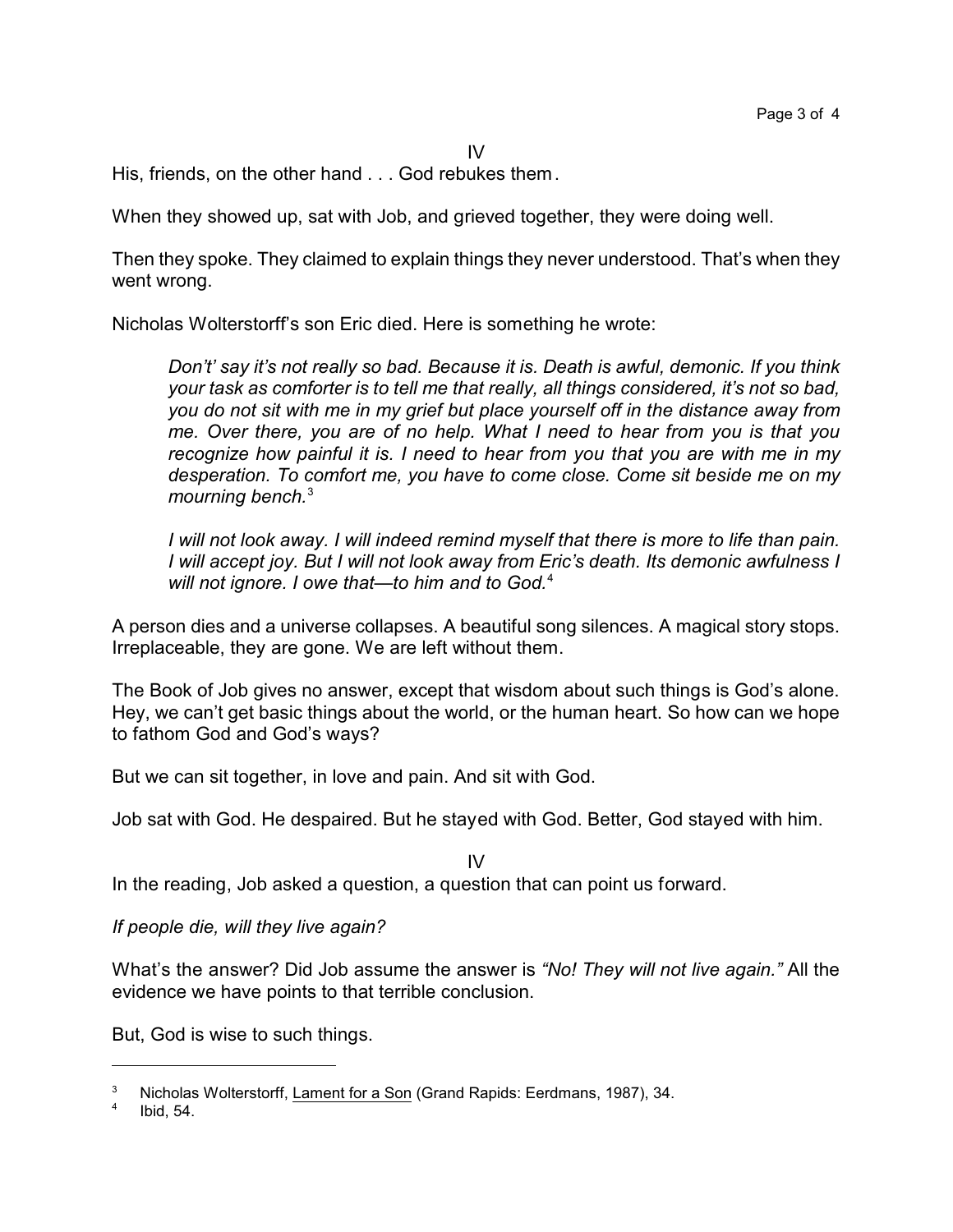IV

His, friends, on the other hand . . . God rebukes them.

When they showed up, sat with Job, and grieved together, they were doing well.

Then they spoke. They claimed to explain things they never understood. That's when they went wrong.

Nicholas Wolterstorff's son Eric died. Here is something he wrote:

> *Don't' say it's not really so bad. Because it is. Death is awful, demonic. If you think your task as comforter is to tell me that really, all things considered, it's not so bad, you do not sit with me in my grief but place yourself off in the distance away from me. Over there, you are of no help. What I need to hear from you is that you recognize how painful it is. I need to hear from you that you are with me in my desperation. To comfort me, you have to come close. Come sit beside me on my mourning bench.*[3]
>
> *I will not look away. I will indeed remind myself that there is more to life than pain. I will accept joy. But I will not look away from Eric's death. Its demonic awfulness I will not ignore. I owe that—to him and to God.*[4]

A person dies and a universe collapses. A beautiful song silences. A magical story stops. Irreplaceable, they are gone. We are left without them.

The Book of Job gives no answer, except that wisdom about such things is God's alone. Hey, we can't get basic things about the world, or the human heart. So how can we hope to fathom God and God's ways?

But we can sit together, in love and pain. And sit with God.

Job sat with God. He despaired. But he stayed with God. Better, God stayed with him.

IV

In the reading, Job asked a question, a question that can point us forward.

*If people die, will they live again?*

What's the answer? Did Job assume the answer is *"No! They will not live again."* All the evidence we have points to that terrible conclusion.

But, God is wise to such things.

---

[3] Nicholas Wolterstorff, Lament for a Son (Grand Rapids: Eerdmans, 1987), 34.

[4] Ibid, 54.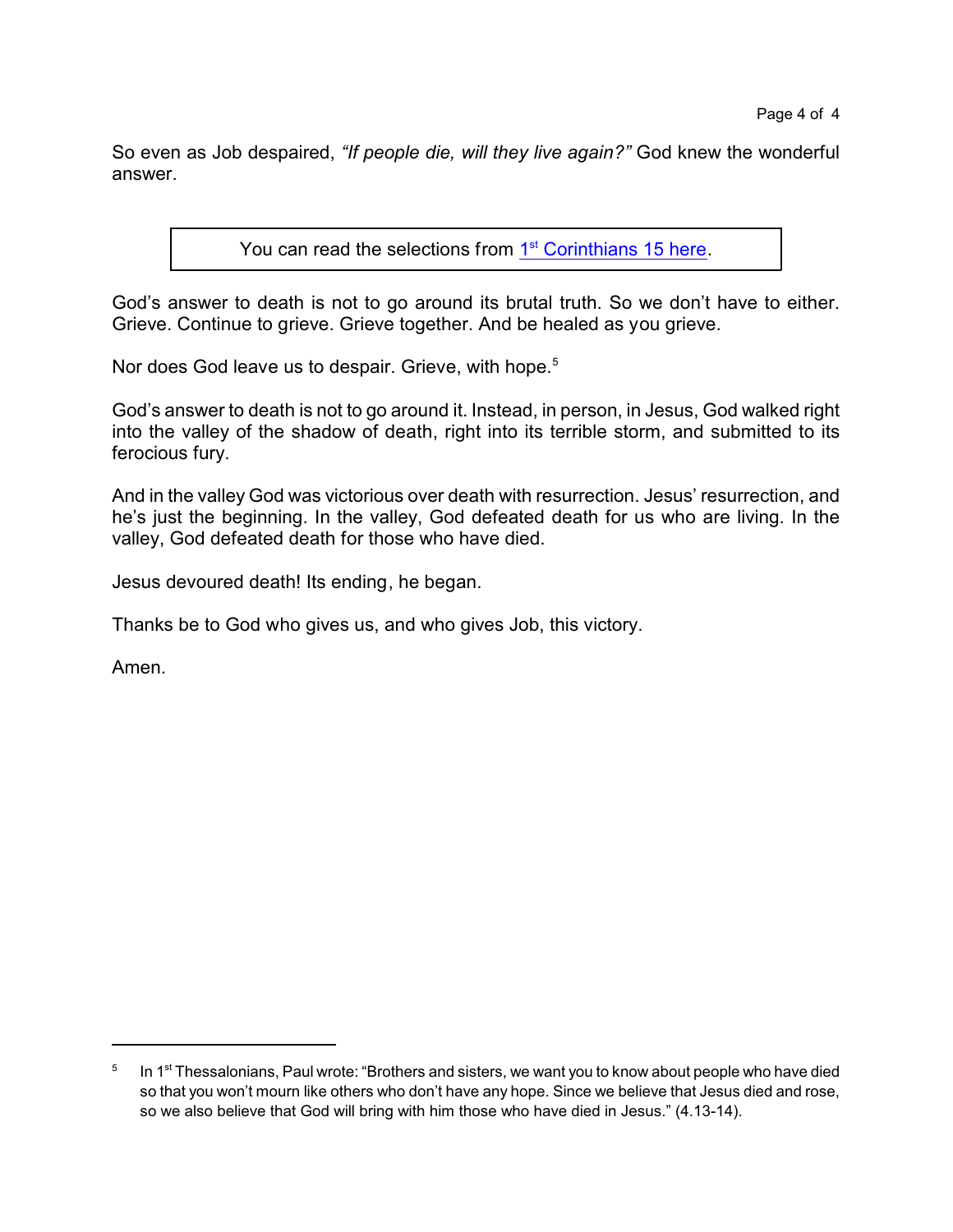So even as Job despaired, *"If people die, will they live again?"* God knew the wonderful answer.

You can read the selections from 1st Corinthians 15 here.

God's answer to death is not to go around its brutal truth. So we don't have to either. Grieve. Continue to grieve. Grieve together. And be healed as you grieve.

Nor does God leave us to despair. Grieve, with hope.[5]

God's answer to death is not to go around it. Instead, in person, in Jesus, God walked right into the valley of the shadow of death, right into its terrible storm, and submitted to its ferocious fury.

And in the valley God was victorious over death with resurrection. Jesus' resurrection, and he's just the beginning. In the valley, God defeated death for us who are living. In the valley, God defeated death for those who have died.

Jesus devoured death! Its ending, he began.

Thanks be to God who gives us, and who gives Job, this victory.

Amen.

---

[5] In 1st Thessalonians, Paul wrote: "Brothers and sisters, we want you to know about people who have died so that you won't mourn like others who don't have any hope. Since we believe that Jesus died and rose, so we also believe that God will bring with him those who have died in Jesus." (4.13-14).